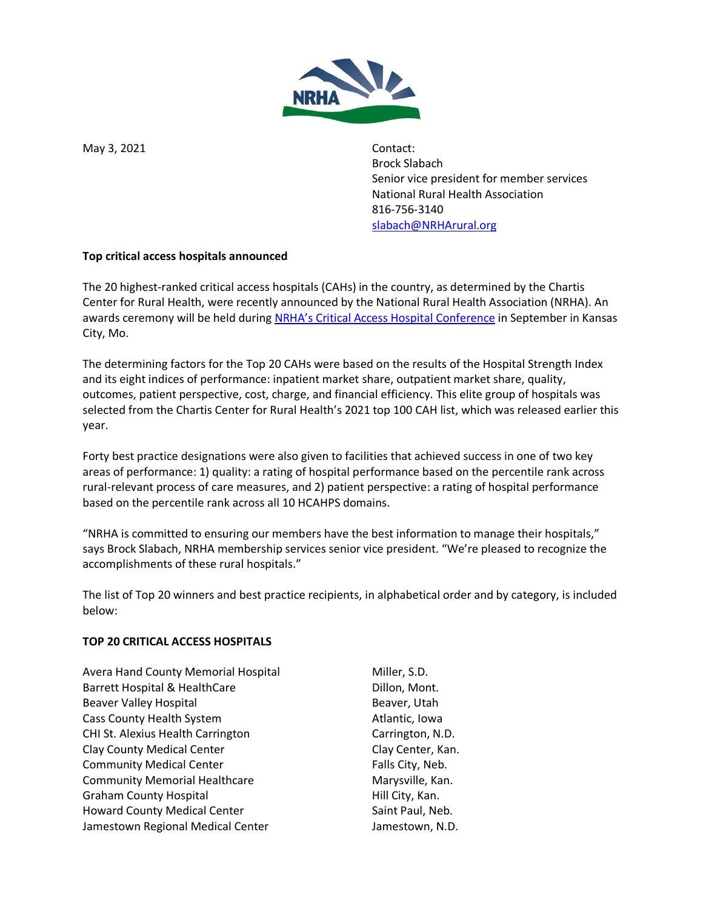May 3, 2021

Contact:
Brock Slabach
Senior vice president for member services
National Rural Health Association
816-756-3140
slabach@NRHArural.org

**Top critical access hospitals announced**

The 20 highest-ranked critical access hospitals (CAHs) in the country, as determined by the Chartis Center for Rural Health, were recently announced by the National Rural Health Association (NRHA). An awards ceremony will be held during NRHA's Critical Access Hospital Conference in September in Kansas City, Mo.

The determining factors for the Top 20 CAHs were based on the results of the Hospital Strength Index and its eight indices of performance: inpatient market share, outpatient market share, quality, outcomes, patient perspective, cost, charge, and financial efficiency. This elite group of hospitals was selected from the Chartis Center for Rural Health's 2021 top 100 CAH list, which was released earlier this year.

Forty best practice designations were also given to facilities that achieved success in one of two key areas of performance: 1) quality: a rating of hospital performance based on the percentile rank across rural-relevant process of care measures, and 2) patient perspective: a rating of hospital performance based on the percentile rank across all 10 HCAHPS domains.

"NRHA is committed to ensuring our members have the best information to manage their hospitals," says Brock Slabach, NRHA membership services senior vice president. "We're pleased to recognize the accomplishments of these rural hospitals."

The list of Top 20 winners and best practice recipients, in alphabetical order and by category, is included below:

**TOP 20 CRITICAL ACCESS HOSPITALS**

| | |
|---|---|
| Avera Hand County Memorial Hospital | Miller, S.D. |
| Barrett Hospital & HealthCare | Dillon, Mont. |
| Beaver Valley Hospital | Beaver, Utah |
| Cass County Health System | Atlantic, Iowa |
| CHI St. Alexius Health Carrington | Carrington, N.D. |
| Clay County Medical Center | Clay Center, Kan. |
| Community Medical Center | Falls City, Neb. |
| Community Memorial Healthcare | Marysville, Kan. |
| Graham County Hospital | Hill City, Kan. |
| Howard County Medical Center | Saint Paul, Neb. |
| Jamestown Regional Medical Center | Jamestown, N.D. |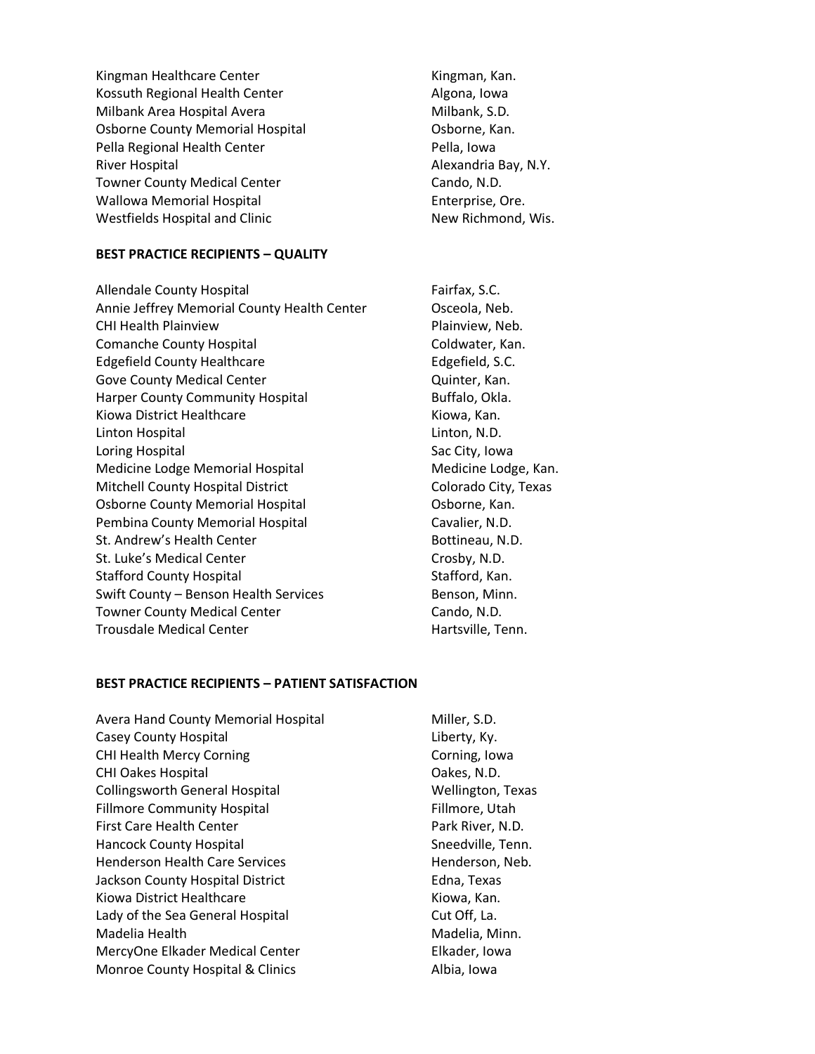| | |
|---|---|
| Kingman Healthcare Center | Kingman, Kan. |
| Kossuth Regional Health Center | Algona, Iowa |
| Milbank Area Hospital Avera | Milbank, S.D. |
| Osborne County Memorial Hospital | Osborne, Kan. |
| Pella Regional Health Center | Pella, Iowa |
| River Hospital | Alexandria Bay, N.Y. |
| Towner County Medical Center | Cando, N.D. |
| Wallowa Memorial Hospital | Enterprise, Ore. |
| Westfields Hospital and Clinic | New Richmond, Wis. |

**BEST PRACTICE RECIPIENTS – QUALITY**

| | |
|---|---|
| Allendale County Hospital | Fairfax, S.C. |
| Annie Jeffrey Memorial County Health Center | Osceola, Neb. |
| CHI Health Plainview | Plainview, Neb. |
| Comanche County Hospital | Coldwater, Kan. |
| Edgefield County Healthcare | Edgefield, S.C. |
| Gove County Medical Center | Quinter, Kan. |
| Harper County Community Hospital | Buffalo, Okla. |
| Kiowa District Healthcare | Kiowa, Kan. |
| Linton Hospital | Linton, N.D. |
| Loring Hospital | Sac City, Iowa |
| Medicine Lodge Memorial Hospital | Medicine Lodge, Kan. |
| Mitchell County Hospital District | Colorado City, Texas |
| Osborne County Memorial Hospital | Osborne, Kan. |
| Pembina County Memorial Hospital | Cavalier, N.D. |
| St. Andrew's Health Center | Bottineau, N.D. |
| St. Luke's Medical Center | Crosby, N.D. |
| Stafford County Hospital | Stafford, Kan. |
| Swift County – Benson Health Services | Benson, Minn. |
| Towner County Medical Center | Cando, N.D. |
| Trousdale Medical Center | Hartsville, Tenn. |

**BEST PRACTICE RECIPIENTS – PATIENT SATISFACTION**

| | |
|---|---|
| Avera Hand County Memorial Hospital | Miller, S.D. |
| Casey County Hospital | Liberty, Ky. |
| CHI Health Mercy Corning | Corning, Iowa |
| CHI Oakes Hospital | Oakes, N.D. |
| Collingsworth General Hospital | Wellington, Texas |
| Fillmore Community Hospital | Fillmore, Utah |
| First Care Health Center | Park River, N.D. |
| Hancock County Hospital | Sneedville, Tenn. |
| Henderson Health Care Services | Henderson, Neb. |
| Jackson County Hospital District | Edna, Texas |
| Kiowa District Healthcare | Kiowa, Kan. |
| Lady of the Sea General Hospital | Cut Off, La. |
| Madelia Health | Madelia, Minn. |
| MercyOne Elkader Medical Center | Elkader, Iowa |
| Monroe County Hospital & Clinics | Albia, Iowa |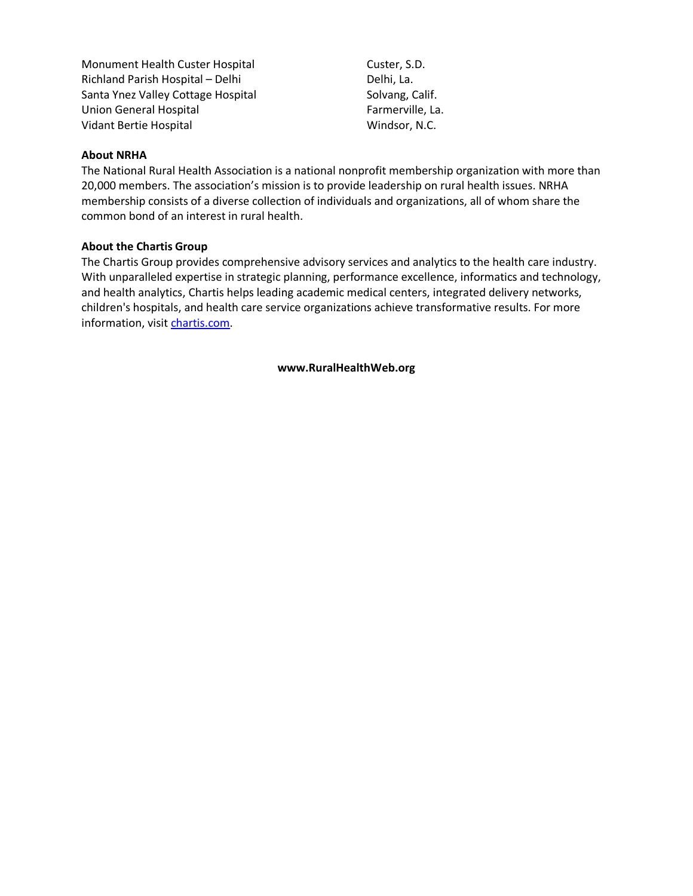| | |
|---|---|
| Monument Health Custer Hospital | Custer, S.D. |
| Richland Parish Hospital – Delhi | Delhi, La. |
| Santa Ynez Valley Cottage Hospital | Solvang, Calif. |
| Union General Hospital | Farmerville, La. |
| Vidant Bertie Hospital | Windsor, N.C. |

**About NRHA**

The National Rural Health Association is a national nonprofit membership organization with more than 20,000 members. The association's mission is to provide leadership on rural health issues. NRHA membership consists of a diverse collection of individuals and organizations, all of whom share the common bond of an interest in rural health.

**About the Chartis Group**

The Chartis Group provides comprehensive advisory services and analytics to the health care industry. With unparalleled expertise in strategic planning, performance excellence, informatics and technology, and health analytics, Chartis helps leading academic medical centers, integrated delivery networks, children's hospitals, and health care service organizations achieve transformative results. For more information, visit [chartis.com](chartis.com).

**www.RuralHealthWeb.org**